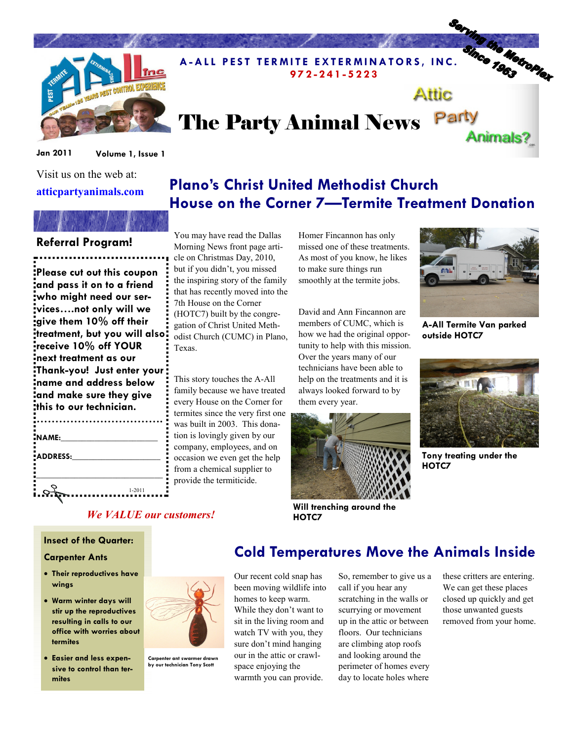A-ALL PEST TERMITE EXTERMINATORS, INC.
972-241-5223

Serving the MetroPlex Since 1963

# The Party Animal News

Attic Party Animals?

Jan 2011 Volume 1, Issue 1

Visit us on the web at:
**atticpartyanimals.com**

## Referral Program!

**Please cut out this coupon and pass it on to a friend who might need our services….not only will we give them 10% off their treatment, but you will also receive 10% off YOUR next treatment as our Thank-you! Just enter your name and address below and make sure they give this to our technician.**

NAME:______________________

ADDRESS:___________________

___________________________

1-2011

*We VALUE our customers!*

## Plano's Christ United Methodist Church House on the Corner 7—Termite Treatment Donation

You may have read the Dallas Morning News front page article on Christmas Day, 2010, but if you didn't, you missed the inspiring story of the family that has recently moved into the 7th House on the Corner (HOTC7) built by the congregation of Christ United Methodist Church (CUMC) in Plano, Texas.

This story touches the A-All family because we have treated every House on the Corner for termites since the very first one was built in 2003. This donation is lovingly given by our company, employees, and on occasion we even get the help from a chemical supplier to provide the termiticide.

Homer Fincannon has only missed one of these treatments. As most of you know, he likes to make sure things run smoothly at the termite jobs.

David and Ann Fincannon are members of CUMC, which is how we had the original opportunity to help with this mission. Over the years many of our technicians have been able to help on the treatments and it is always looked forward to by them every year.

**Will trenching around the HOTC7**

**A-All Termite Van parked outside HOTC7**

**Tony treating under the HOTC7**

## Insect of the Quarter: Carpenter Ants

- **Their reproductives have wings**
- **Warm winter days will stir up the reproductives resulting in calls to our office with worries about termites**
- **Easier and less expensive to control than termites**

Carpenter ant swarmer drawn by our technician Tony Scott

## Cold Temperatures Move the Animals Inside

Our recent cold snap has been moving wildlife into homes to keep warm. While they don't want to sit in the living room and watch TV with you, they sure don't mind hanging our in the attic or crawlspace enjoying the warmth you can provide.

So, remember to give us a call if you hear any scratching in the walls or scurrying or movement up in the attic or between floors. Our technicians are climbing atop roofs and looking around the perimeter of homes every day to locate holes where these critters are entering. We can get these places closed up quickly and get those unwanted guests removed from your home.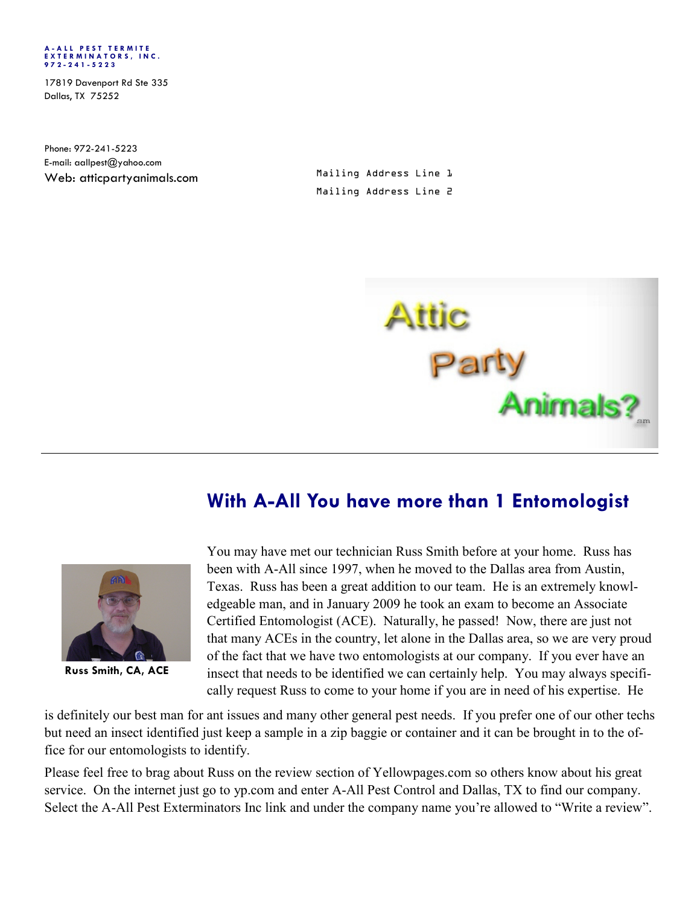**A-ALL PEST TERMITE EXTERMINATORS, INC.**
**972-241-5223**

17819 Davenport Rd Ste 335
Dallas, TX 75252

Phone: 972-241-5223
E-mail: aallpest@yahoo.com
Web: atticpartyanimals.com

Mailing Address Line 1
Mailing Address Line 2

Attic Party Animals?sm

## With A-All You have more than 1 Entomologist

**Russ Smith, CA, ACE**

You may have met our technician Russ Smith before at your home. Russ has been with A-All since 1997, when he moved to the Dallas area from Austin, Texas. Russ has been a great addition to our team. He is an extremely knowledgeable man, and in January 2009 he took an exam to become an Associate Certified Entomologist (ACE). Naturally, he passed! Now, there are just not that many ACEs in the country, let alone in the Dallas area, so we are very proud of the fact that we have two entomologists at our company. If you ever have an insect that needs to be identified we can certainly help. You may always specifically request Russ to come to your home if you are in need of his expertise. He is definitely our best man for ant issues and many other general pest needs. If you prefer one of our other techs but need an insect identified just keep a sample in a zip baggie or container and it can be brought in to the office for our entomologists to identify.

Please feel free to brag about Russ on the review section of Yellowpages.com so others know about his great service. On the internet just go to yp.com and enter A-All Pest Control and Dallas, TX to find our company. Select the A-All Pest Exterminators Inc link and under the company name you're allowed to "Write a review".